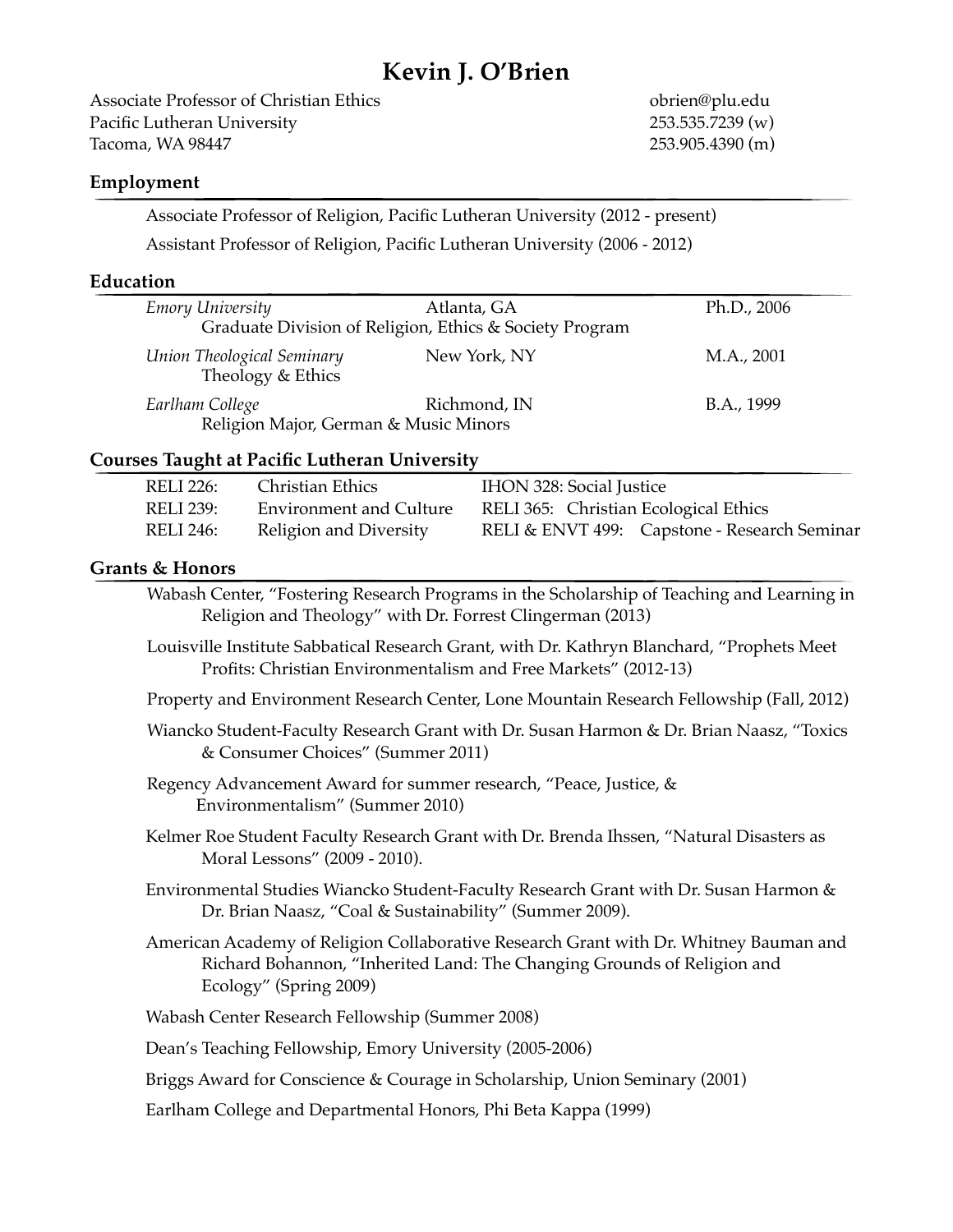# Kevin J. O'Brien

Associate Professor of Christian Ethics
Pacific Lutheran University
Tacoma, WA 98447

obrien@plu.edu
253.535.7239 (w)
253.905.4390 (m)

## Employment

Associate Professor of Religion, Pacific Lutheran University (2012 - present)

Assistant Professor of Religion, Pacific Lutheran University (2006 - 2012)

## Education

*Emory University* — Atlanta, GA — Ph.D., 2006
Graduate Division of Religion, Ethics & Society Program

*Union Theological Seminary* — New York, NY — M.A., 2001
Theology & Ethics

*Earlham College* — Richmond, IN — B.A., 1999
Religion Major, German & Music Minors

## Courses Taught at Pacific Lutheran University

| | | |
|---|---|---|
| RELI 226: | Christian Ethics | IHON 328: Social Justice |
| RELI 239: | Environment and Culture | RELI 365: Christian Ecological Ethics |
| RELI 246: | Religion and Diversity | RELI & ENVT 499: Capstone - Research Seminar |

## Grants & Honors

Wabash Center, "Fostering Research Programs in the Scholarship of Teaching and Learning in Religion and Theology" with Dr. Forrest Clingerman (2013)

Louisville Institute Sabbatical Research Grant, with Dr. Kathryn Blanchard, "Prophets Meet Profits: Christian Environmentalism and Free Markets" (2012-13)

Property and Environment Research Center, Lone Mountain Research Fellowship (Fall, 2012)

Wiancko Student-Faculty Research Grant with Dr. Susan Harmon & Dr. Brian Naasz, "Toxics & Consumer Choices" (Summer 2011)

Regency Advancement Award for summer research, "Peace, Justice, & Environmentalism" (Summer 2010)

Kelmer Roe Student Faculty Research Grant with Dr. Brenda Ihssen, "Natural Disasters as Moral Lessons" (2009 - 2010).

Environmental Studies Wiancko Student-Faculty Research Grant with Dr. Susan Harmon & Dr. Brian Naasz, "Coal & Sustainability" (Summer 2009).

American Academy of Religion Collaborative Research Grant with Dr. Whitney Bauman and Richard Bohannon, "Inherited Land: The Changing Grounds of Religion and Ecology" (Spring 2009)

Wabash Center Research Fellowship (Summer 2008)

Dean's Teaching Fellowship, Emory University (2005-2006)

Briggs Award for Conscience & Courage in Scholarship, Union Seminary (2001)

Earlham College and Departmental Honors, Phi Beta Kappa (1999)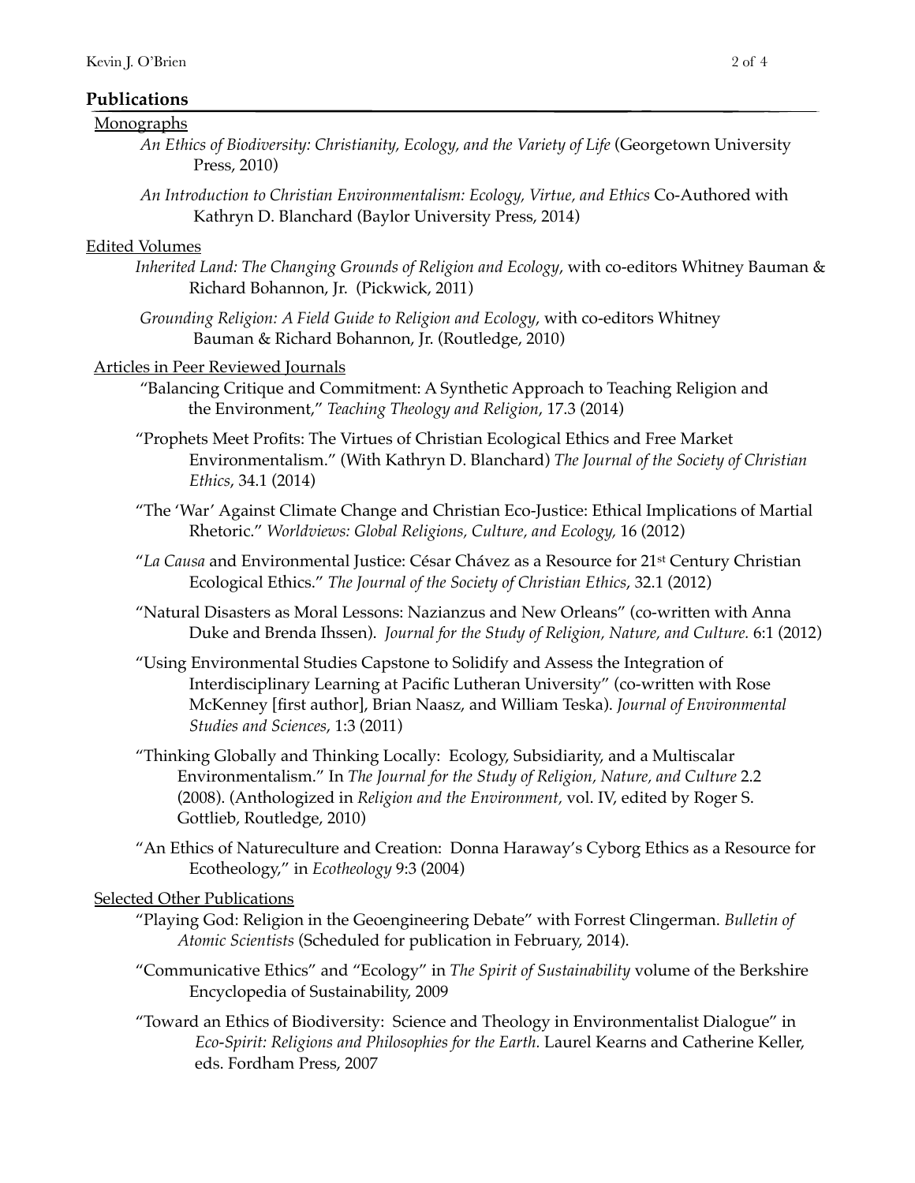## Publications

### Monographs

*An Ethics of Biodiversity: Christianity, Ecology, and the Variety of Life* (Georgetown University Press, 2010)

*An Introduction to Christian Environmentalism: Ecology, Virtue, and Ethics* Co-Authored with Kathryn D. Blanchard (Baylor University Press, 2014)

### Edited Volumes

*Inherited Land: The Changing Grounds of Religion and Ecology*, with co-editors Whitney Bauman & Richard Bohannon, Jr. (Pickwick, 2011)

*Grounding Religion: A Field Guide to Religion and Ecology*, with co-editors Whitney Bauman & Richard Bohannon, Jr. (Routledge, 2010)

### Articles in Peer Reviewed Journals

"Balancing Critique and Commitment: A Synthetic Approach to Teaching Religion and the Environment," *Teaching Theology and Religion*, 17.3 (2014)

"Prophets Meet Profits: The Virtues of Christian Ecological Ethics and Free Market Environmentalism." (With Kathryn D. Blanchard) *The Journal of the Society of Christian Ethics*, 34.1 (2014)

"The 'War' Against Climate Change and Christian Eco-Justice: Ethical Implications of Martial Rhetoric." *Worldviews: Global Religions, Culture, and Ecology,* 16 (2012)

"*La Causa* and Environmental Justice: César Chávez as a Resource for 21st Century Christian Ecological Ethics." *The Journal of the Society of Christian Ethics*, 32.1 (2012)

"Natural Disasters as Moral Lessons: Nazianzus and New Orleans" (co-written with Anna Duke and Brenda Ihssen). *Journal for the Study of Religion, Nature, and Culture.* 6:1 (2012)

"Using Environmental Studies Capstone to Solidify and Assess the Integration of Interdisciplinary Learning at Pacific Lutheran University" (co-written with Rose McKenney [first author], Brian Naasz, and William Teska). *Journal of Environmental Studies and Sciences*, 1:3 (2011)

"Thinking Globally and Thinking Locally: Ecology, Subsidiarity, and a Multiscalar Environmentalism." In *The Journal for the Study of Religion, Nature, and Culture* 2.2 (2008). (Anthologized in *Religion and the Environment,* vol. IV, edited by Roger S. Gottlieb, Routledge, 2010)

"An Ethics of Natureculture and Creation: Donna Haraway's Cyborg Ethics as a Resource for Ecotheology," in *Ecotheology* 9:3 (2004)

### Selected Other Publications

"Playing God: Religion in the Geoengineering Debate" with Forrest Clingerman. *Bulletin of Atomic Scientists* (Scheduled for publication in February, 2014).

"Communicative Ethics" and "Ecology" in *The Spirit of Sustainability* volume of the Berkshire Encyclopedia of Sustainability, 2009

"Toward an Ethics of Biodiversity: Science and Theology in Environmentalist Dialogue" in *Eco-Spirit: Religions and Philosophies for the Earth.* Laurel Kearns and Catherine Keller, eds. Fordham Press, 2007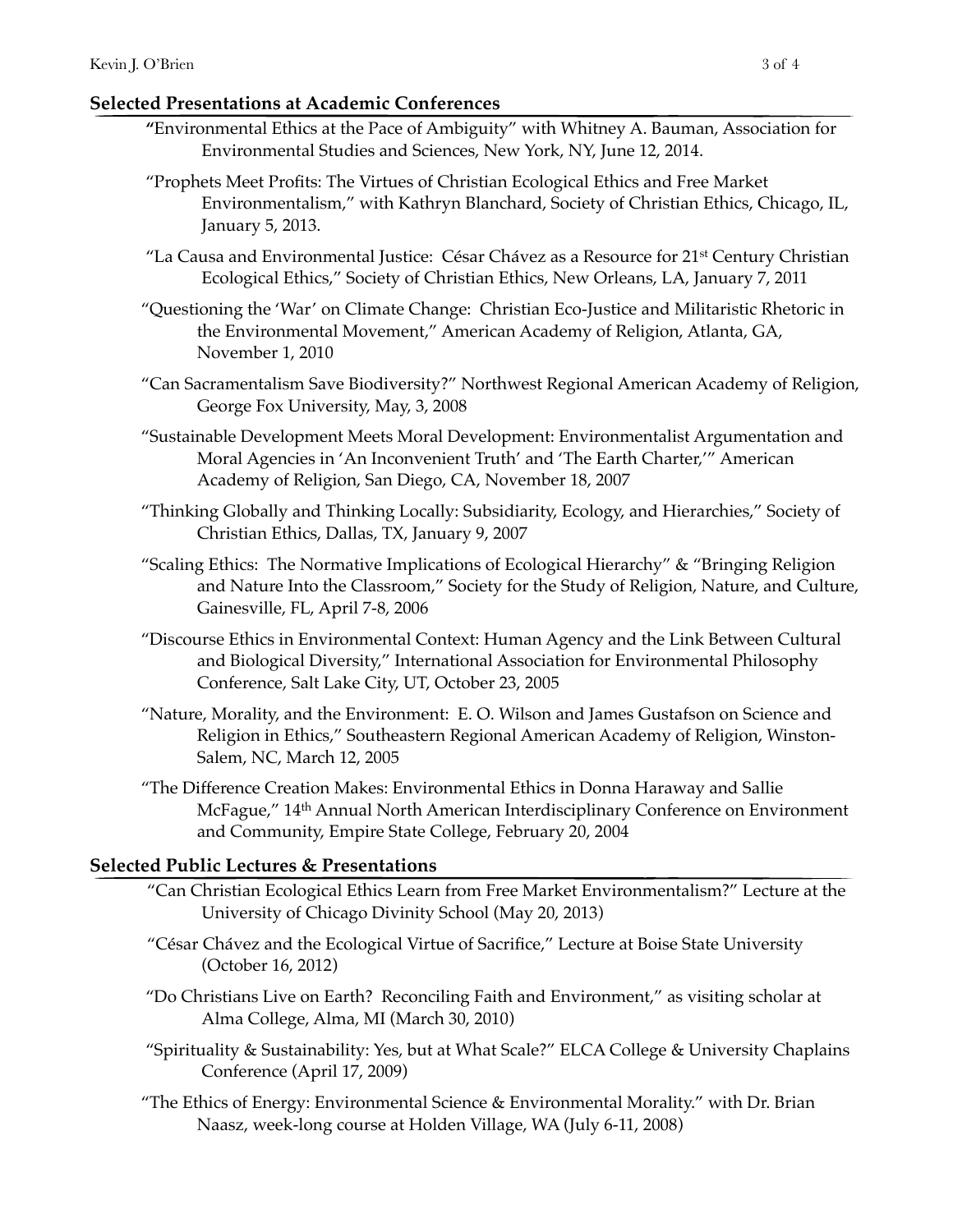## Selected Presentations at Academic Conferences

"Environmental Ethics at the Pace of Ambiguity" with Whitney A. Bauman, Association for Environmental Studies and Sciences, New York, NY, June 12, 2014.

"Prophets Meet Profits: The Virtues of Christian Ecological Ethics and Free Market Environmentalism," with Kathryn Blanchard, Society of Christian Ethics, Chicago, IL, January 5, 2013.

"La Causa and Environmental Justice: César Chávez as a Resource for 21st Century Christian Ecological Ethics," Society of Christian Ethics, New Orleans, LA, January 7, 2011

"Questioning the 'War' on Climate Change: Christian Eco-Justice and Militaristic Rhetoric in the Environmental Movement," American Academy of Religion, Atlanta, GA, November 1, 2010

"Can Sacramentalism Save Biodiversity?" Northwest Regional American Academy of Religion, George Fox University, May, 3, 2008

"Sustainable Development Meets Moral Development: Environmentalist Argumentation and Moral Agencies in 'An Inconvenient Truth' and 'The Earth Charter,'" American Academy of Religion, San Diego, CA, November 18, 2007

"Thinking Globally and Thinking Locally: Subsidiarity, Ecology, and Hierarchies," Society of Christian Ethics, Dallas, TX, January 9, 2007

"Scaling Ethics: The Normative Implications of Ecological Hierarchy" & "Bringing Religion and Nature Into the Classroom," Society for the Study of Religion, Nature, and Culture, Gainesville, FL, April 7-8, 2006

"Discourse Ethics in Environmental Context: Human Agency and the Link Between Cultural and Biological Diversity," International Association for Environmental Philosophy Conference, Salt Lake City, UT, October 23, 2005

"Nature, Morality, and the Environment: E. O. Wilson and James Gustafson on Science and Religion in Ethics," Southeastern Regional American Academy of Religion, Winston-Salem, NC, March 12, 2005

"The Difference Creation Makes: Environmental Ethics in Donna Haraway and Sallie McFague," 14th Annual North American Interdisciplinary Conference on Environment and Community, Empire State College, February 20, 2004

## Selected Public Lectures & Presentations

"Can Christian Ecological Ethics Learn from Free Market Environmentalism?" Lecture at the University of Chicago Divinity School (May 20, 2013)

"César Chávez and the Ecological Virtue of Sacrifice," Lecture at Boise State University (October 16, 2012)

"Do Christians Live on Earth? Reconciling Faith and Environment," as visiting scholar at Alma College, Alma, MI (March 30, 2010)

"Spirituality & Sustainability: Yes, but at What Scale?" ELCA College & University Chaplains Conference (April 17, 2009)

"The Ethics of Energy: Environmental Science & Environmental Morality." with Dr. Brian Naasz, week-long course at Holden Village, WA (July 6-11, 2008)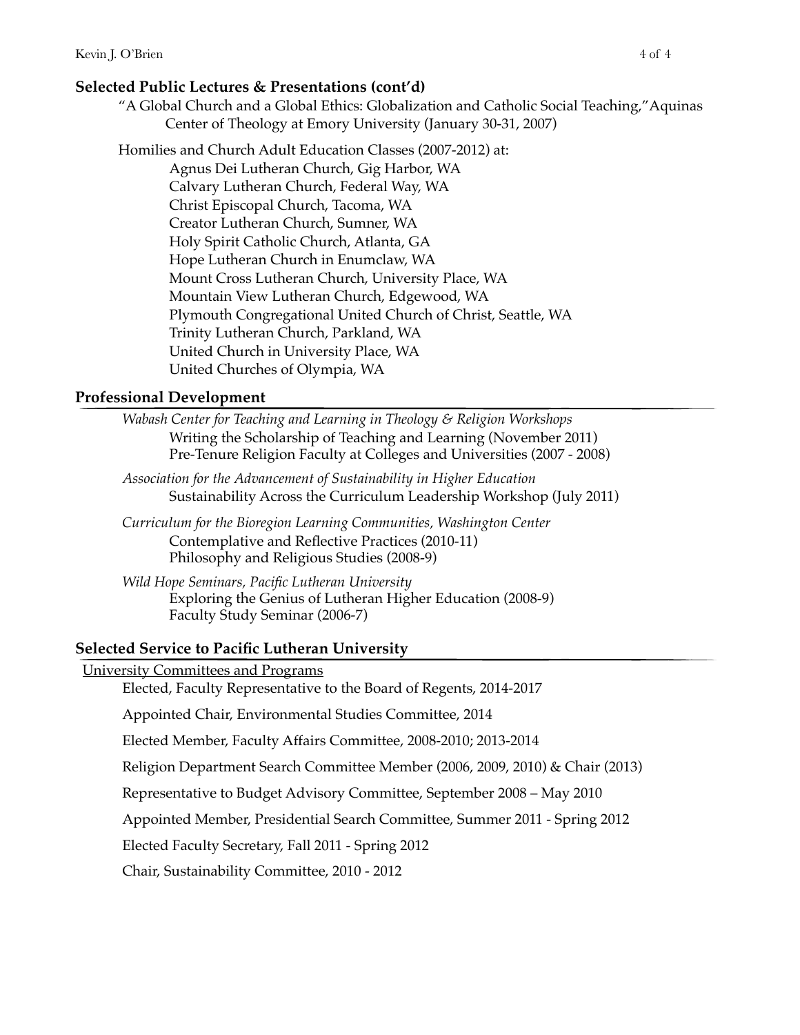## Selected Public Lectures & Presentations (cont'd)

"A Global Church and a Global Ethics: Globalization and Catholic Social Teaching,"Aquinas Center of Theology at Emory University (January 30-31, 2007)

Homilies and Church Adult Education Classes (2007-2012) at:

- Agnus Dei Lutheran Church, Gig Harbor, WA
- Calvary Lutheran Church, Federal Way, WA
- Christ Episcopal Church, Tacoma, WA
- Creator Lutheran Church, Sumner, WA
- Holy Spirit Catholic Church, Atlanta, GA
- Hope Lutheran Church in Enumclaw, WA
- Mount Cross Lutheran Church, University Place, WA
- Mountain View Lutheran Church, Edgewood, WA
- Plymouth Congregational United Church of Christ, Seattle, WA
- Trinity Lutheran Church, Parkland, WA
- United Church in University Place, WA
- United Churches of Olympia, WA

## Professional Development

*Wabash Center for Teaching and Learning in Theology & Religion Workshops*
- Writing the Scholarship of Teaching and Learning (November 2011)
- Pre-Tenure Religion Faculty at Colleges and Universities (2007 - 2008)

*Association for the Advancement of Sustainability in Higher Education*
- Sustainability Across the Curriculum Leadership Workshop (July 2011)

*Curriculum for the Bioregion Learning Communities, Washington Center*
- Contemplative and Reflective Practices (2010-11)
- Philosophy and Religious Studies (2008-9)

*Wild Hope Seminars, Pacific Lutheran University*
- Exploring the Genius of Lutheran Higher Education (2008-9)
- Faculty Study Seminar (2006-7)

## Selected Service to Pacific Lutheran University

<u>University Committees and Programs</u>

Elected, Faculty Representative to the Board of Regents, 2014-2017

Appointed Chair, Environmental Studies Committee, 2014

Elected Member, Faculty Affairs Committee, 2008-2010; 2013-2014

Religion Department Search Committee Member (2006, 2009, 2010) & Chair (2013)

Representative to Budget Advisory Committee, September 2008 – May 2010

Appointed Member, Presidential Search Committee, Summer 2011 - Spring 2012

Elected Faculty Secretary, Fall 2011 - Spring 2012

Chair, Sustainability Committee, 2010 - 2012